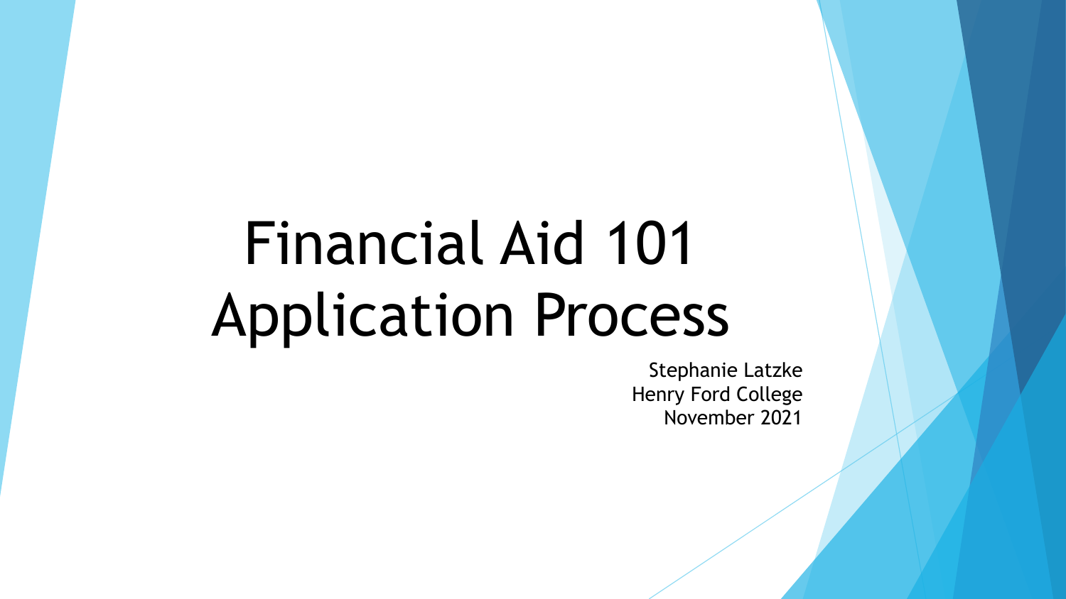# Financial Aid 101 Application Process

Stephanie Latzke
Henry Ford College
November 2021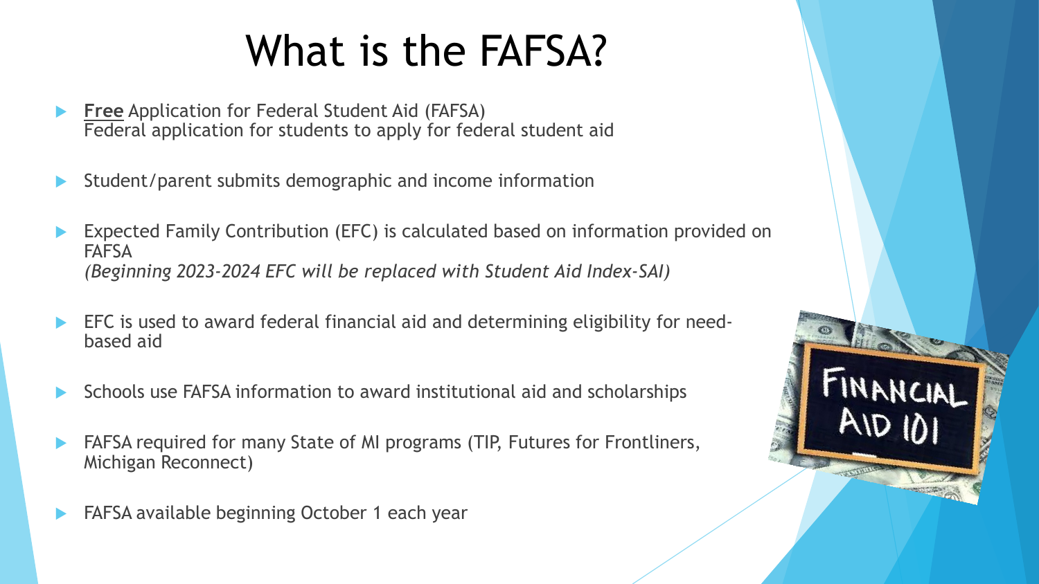# What is the FAFSA?

- **Free** Application for Federal Student Aid (FAFSA)
  Federal application for students to apply for federal student aid
- Student/parent submits demographic and income information
- Expected Family Contribution (EFC) is calculated based on information provided on FAFSA
  *(Beginning 2023-2024 EFC will be replaced with Student Aid Index-SAI)*
- EFC is used to award federal financial aid and determining eligibility for need-based aid
- Schools use FAFSA information to award institutional aid and scholarships
- FAFSA required for many State of MI programs (TIP, Futures for Frontliners, Michigan Reconnect)
- FAFSA available beginning October 1 each year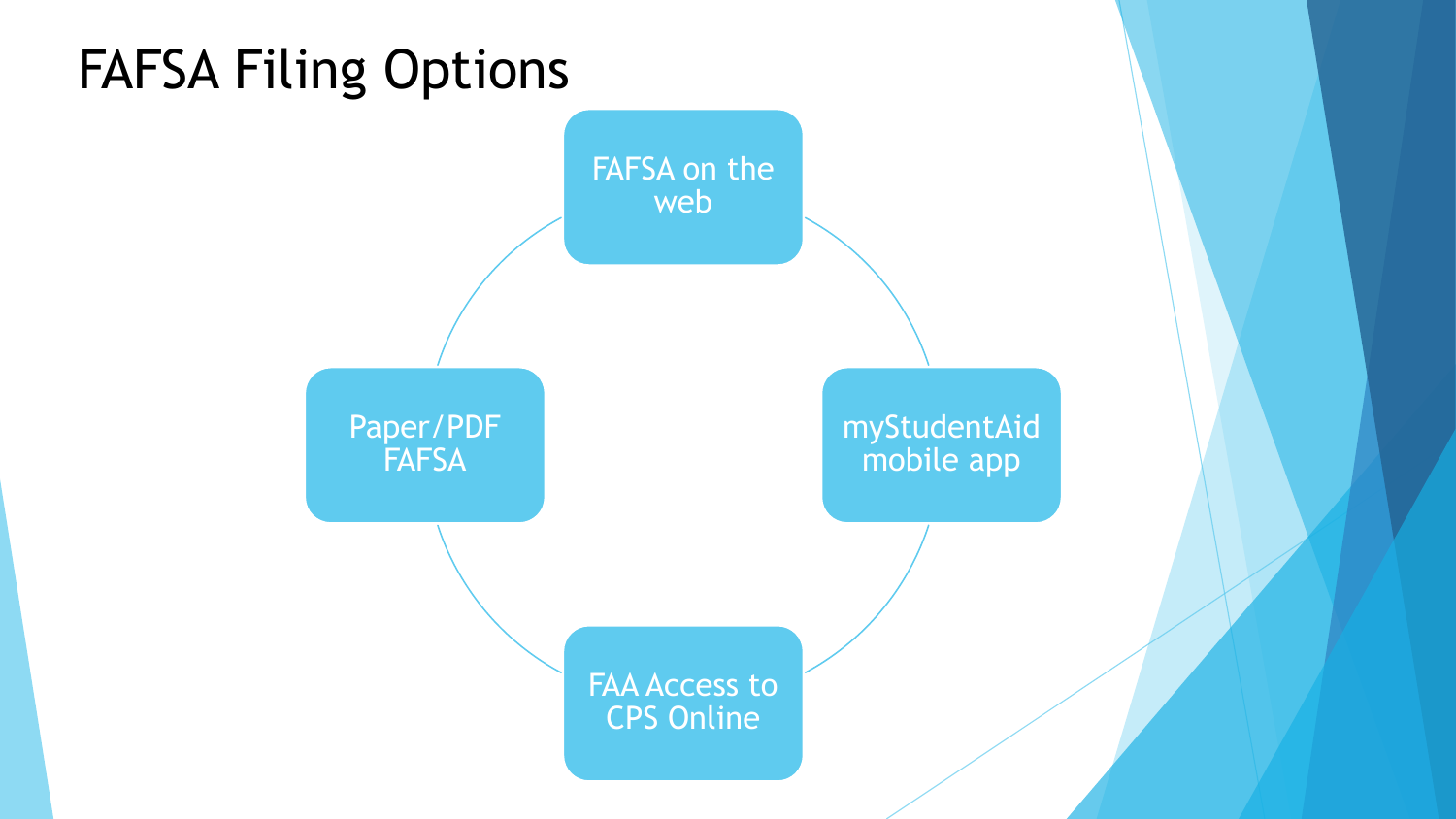# FAFSA Filing Options

- FAFSA on the web
- myStudentAid mobile app
- FAA Access to CPS Online
- Paper/PDF FAFSA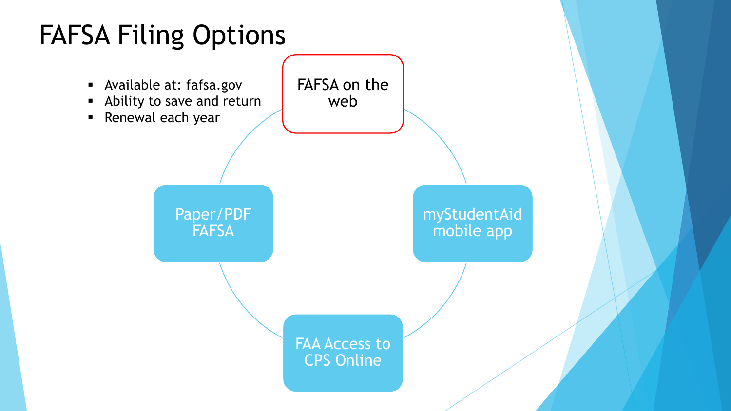# FAFSA Filing Options

- Available at: fafsa.gov
- Ability to save and return
- Renewal each year

FAFSA on the web

myStudentAid mobile app

FAA Access to CPS Online

Paper/PDF FAFSA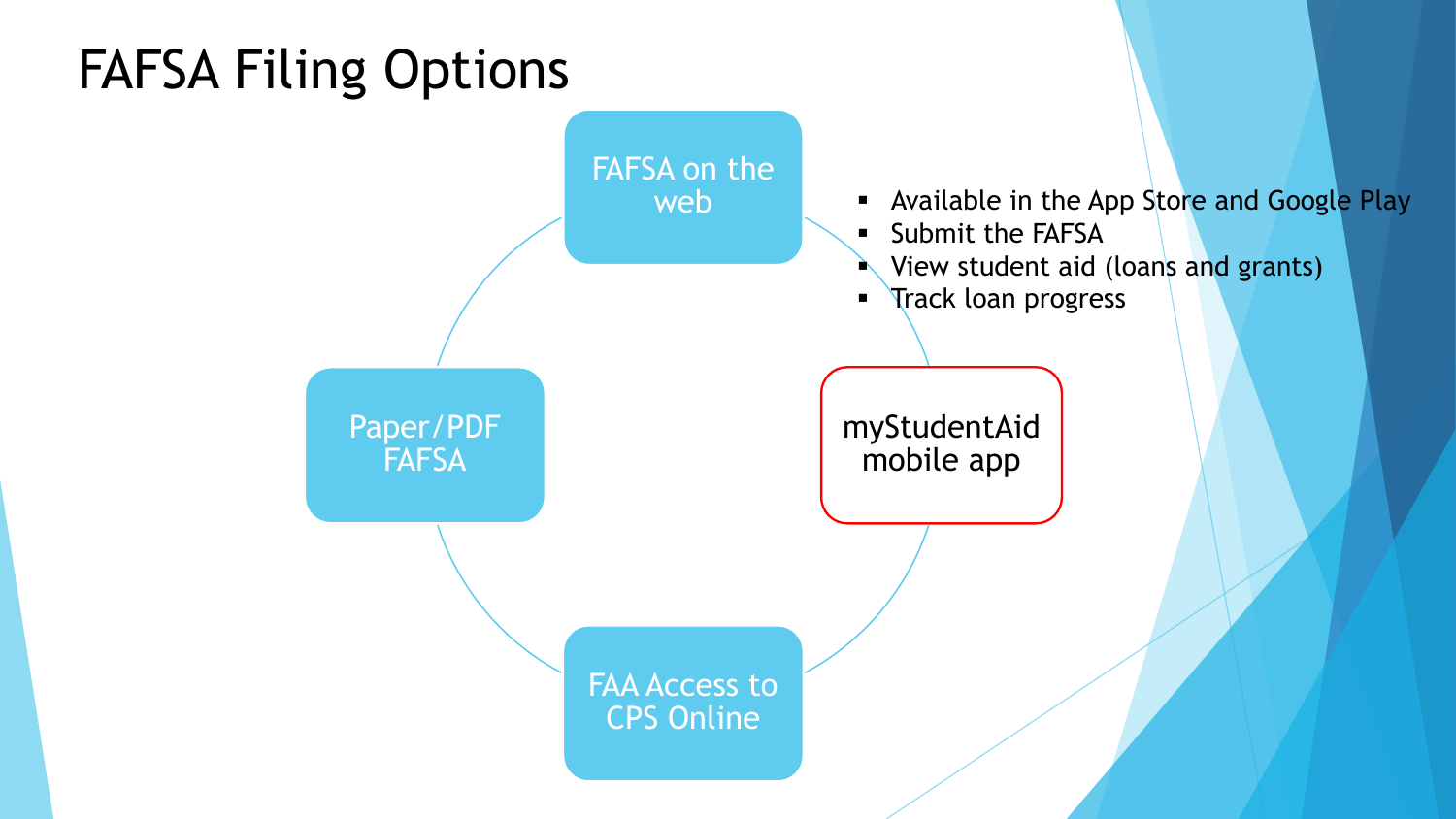# FAFSA Filing Options

- FAFSA on the web
- myStudentAid mobile app
  - Available in the App Store and Google Play
  - Submit the FAFSA
  - View student aid (loans and grants)
  - Track loan progress
- FAA Access to CPS Online
- Paper/PDF FAFSA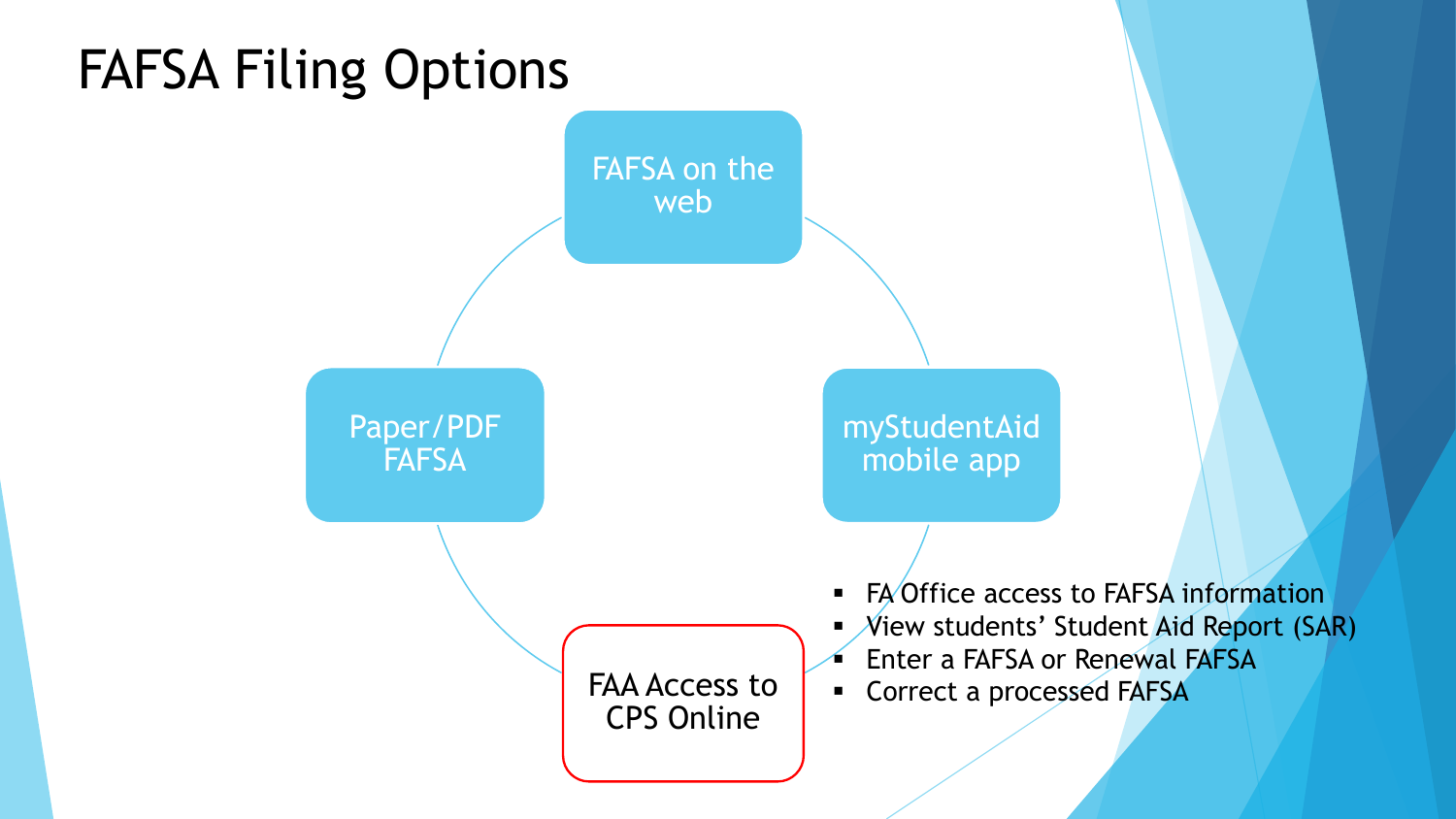# FAFSA Filing Options

- FAFSA on the web
- myStudentAid mobile app
- FAA Access to CPS Online
- Paper/PDF FAFSA

**FAA Access to CPS Online**

- FA Office access to FAFSA information
- View students' Student Aid Report (SAR)
- Enter a FAFSA or Renewal FAFSA
- Correct a processed FAFSA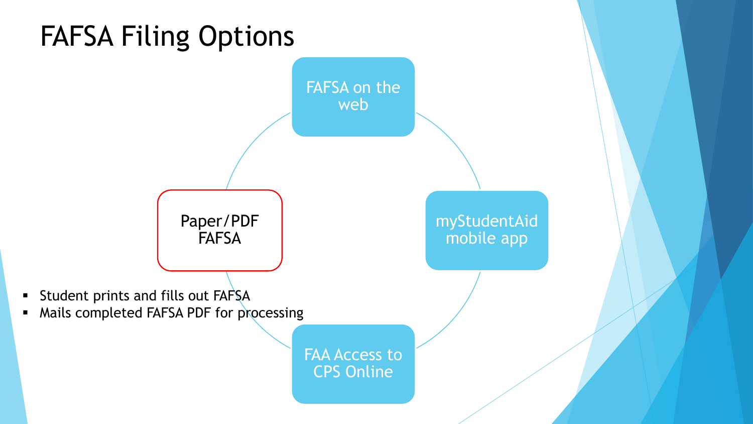# FAFSA Filing Options

- FAFSA on the web
- myStudentAid mobile app
- FAA Access to CPS Online
- Paper/PDF FAFSA

- Student prints and fills out FAFSA
- Mails completed FAFSA PDF for processing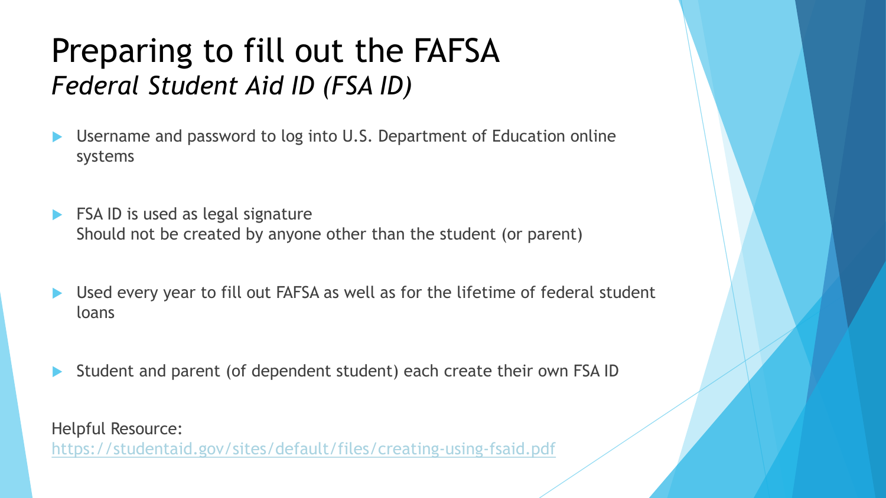# Preparing to fill out the FAFSA

## *Federal Student Aid ID (FSA ID)*

- Username and password to log into U.S. Department of Education online systems
- FSA ID is used as legal signature
  Should not be created by anyone other than the student (or parent)
- Used every year to fill out FAFSA as well as for the lifetime of federal student loans
- Student and parent (of dependent student) each create their own FSA ID

Helpful Resource:
https://studentaid.gov/sites/default/files/creating-using-fsaid.pdf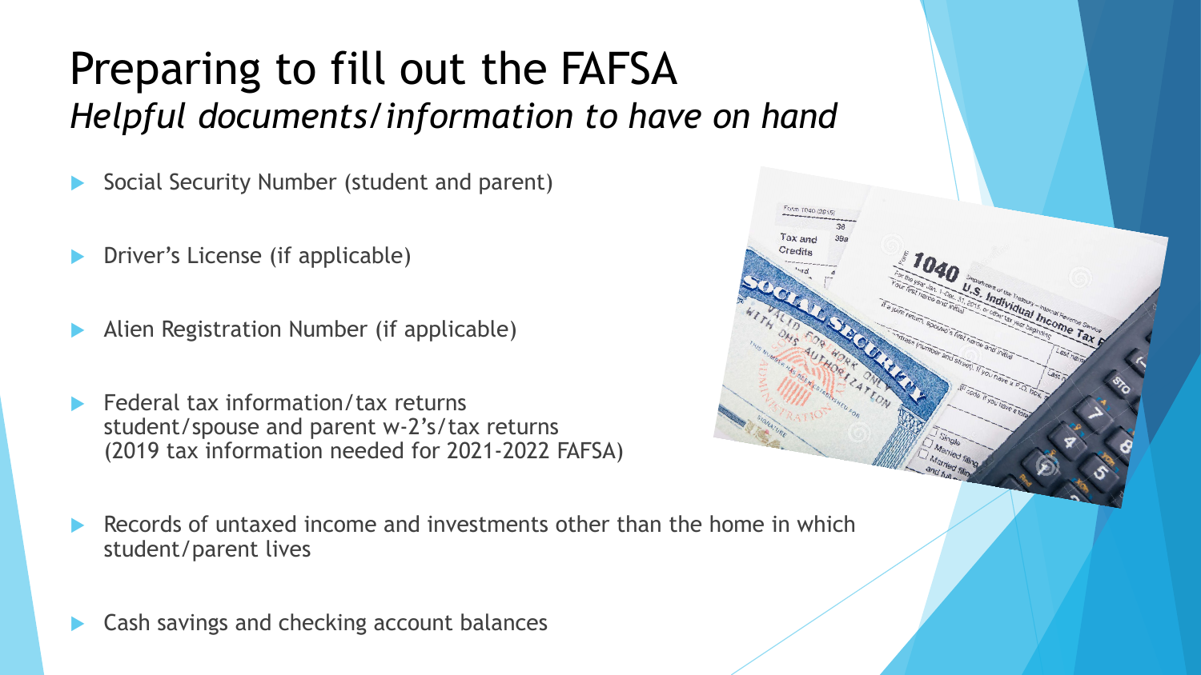# Preparing to fill out the FAFSA

*Helpful documents/information to have on hand*

- Social Security Number (student and parent)
- Driver's License (if applicable)
- Alien Registration Number (if applicable)
- Federal tax information/tax returns
  student/spouse and parent w-2's/tax returns
  (2019 tax information needed for 2021-2022 FAFSA)
- Records of untaxed income and investments other than the home in which student/parent lives
- Cash savings and checking account balances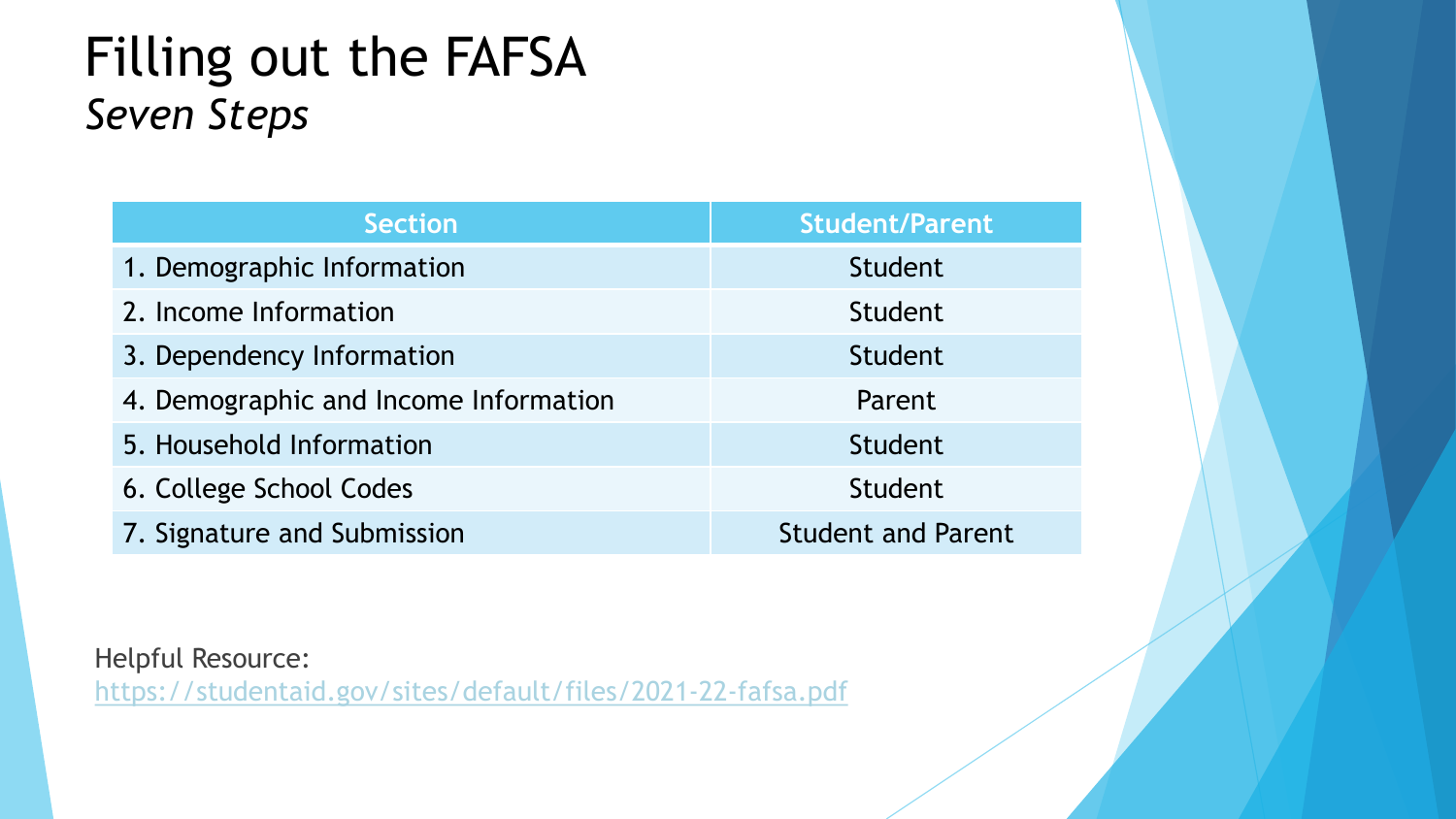# Filling out the FAFSA

*Seven Steps*

| Section | Student/Parent |
| --- | --- |
| 1. Demographic Information | Student |
| 2. Income Information | Student |
| 3. Dependency Information | Student |
| 4. Demographic and Income Information | Parent |
| 5. Household Information | Student |
| 6. College School Codes | Student |
| 7. Signature and Submission | Student and Parent |

Helpful Resource:
https://studentaid.gov/sites/default/files/2021-22-fafsa.pdf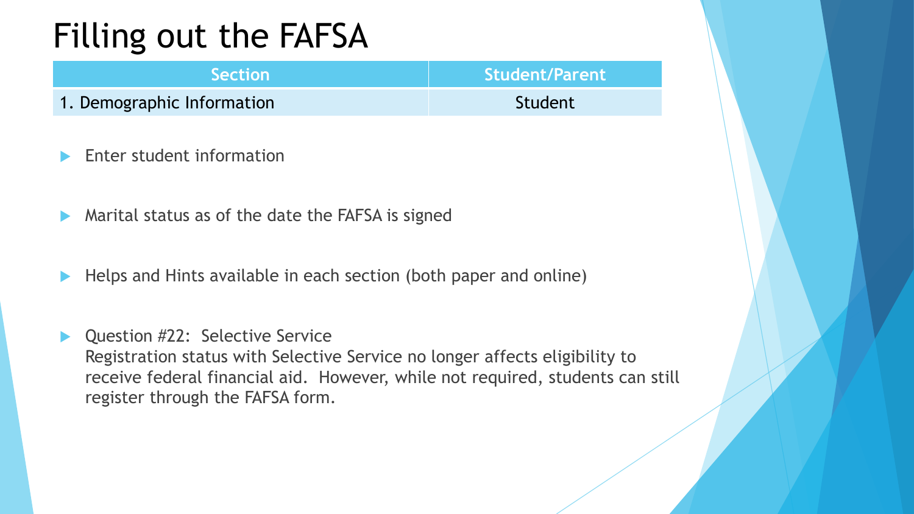# Filling out the FAFSA

| Section | Student/Parent |
|---|---|
| 1. Demographic Information | Student |

- Enter student information
- Marital status as of the date the FAFSA is signed
- Helps and Hints available in each section (both paper and online)
- Question #22: Selective Service
  Registration status with Selective Service no longer affects eligibility to receive federal financial aid. However, while not required, students can still register through the FAFSA form.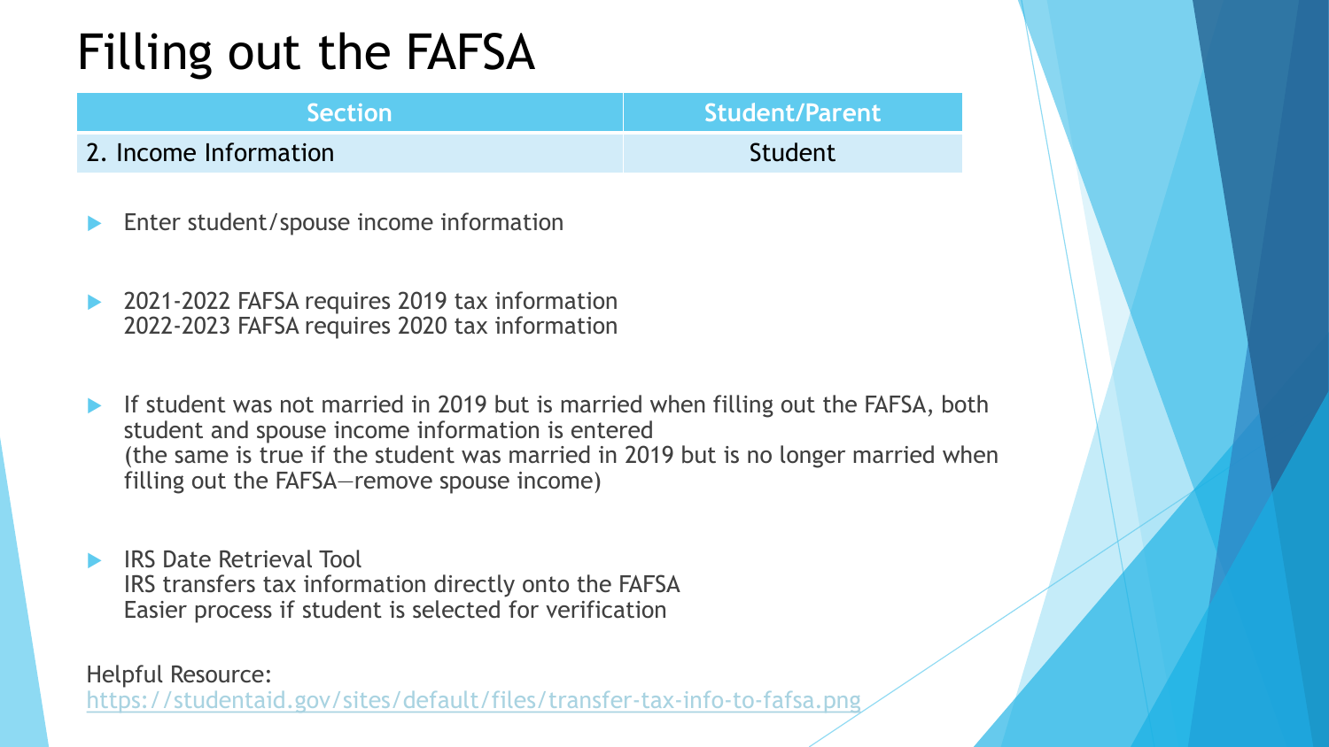# Filling out the FAFSA

| Section | Student/Parent |
| --- | --- |
| 2. Income Information | Student |

- Enter student/spouse income information
- 2021-2022 FAFSA requires 2019 tax information
  2022-2023 FAFSA requires 2020 tax information
- If student was not married in 2019 but is married when filling out the FAFSA, both student and spouse income information is entered
  (the same is true if the student was married in 2019 but is no longer married when filling out the FAFSA—remove spouse income)
- IRS Date Retrieval Tool
  IRS transfers tax information directly onto the FAFSA
  Easier process if student is selected for verification

Helpful Resource:
https://studentaid.gov/sites/default/files/transfer-tax-info-to-fafsa.png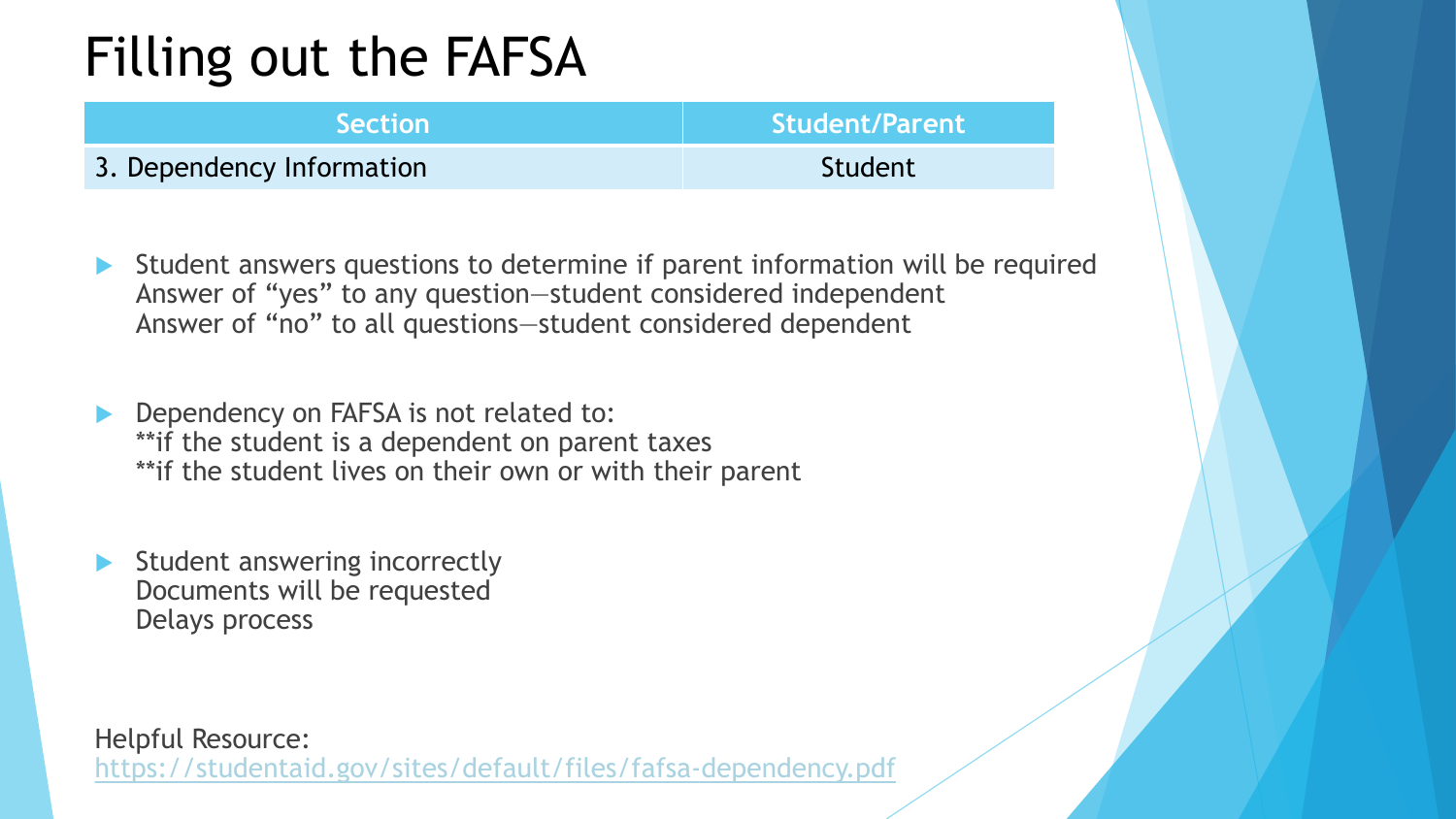# Filling out the FAFSA

| Section | Student/Parent |
| --- | --- |
| 3. Dependency Information | Student |

- Student answers questions to determine if parent information will be required
  Answer of "yes" to any question—student considered independent
  Answer of "no" to all questions—student considered dependent

- Dependency on FAFSA is not related to:
  **if the student is a dependent on parent taxes
  **if the student lives on their own or with their parent

- Student answering incorrectly
  Documents will be requested
  Delays process

Helpful Resource:
[https://studentaid.gov/sites/default/files/fafsa-dependency.pdf](https://studentaid.gov/sites/default/files/fafsa-dependency.pdf)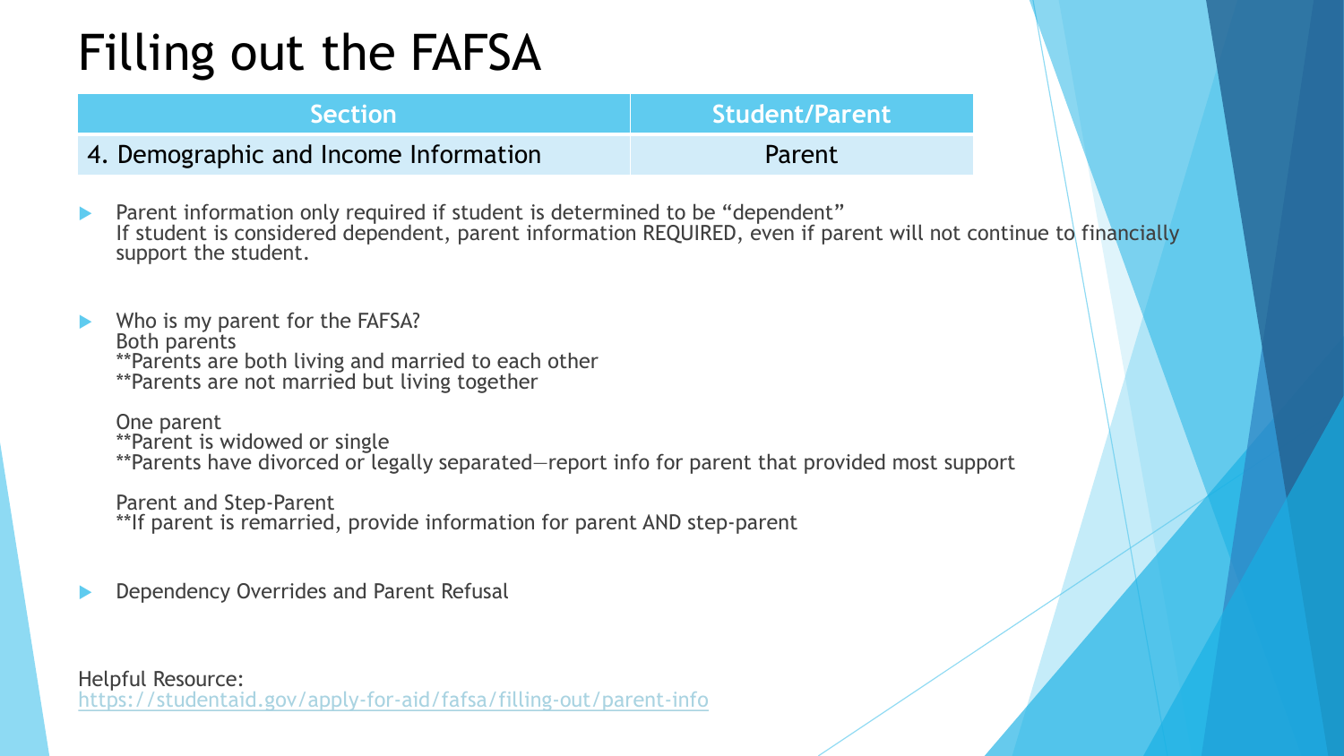# Filling out the FAFSA

| Section | Student/Parent |
| --- | --- |
| 4. Demographic and Income Information | Parent |

- Parent information only required if student is determined to be "dependent"
  If student is considered dependent, parent information REQUIRED, even if parent will not continue to financially support the student.

- Who is my parent for the FAFSA?
  Both parents
  **Parents are both living and married to each other
  **Parents are not married but living together

  One parent
  **Parent is widowed or single
  **Parents have divorced or legally separated—report info for parent that provided most support

  Parent and Step-Parent
  **If parent is remarried, provide information for parent AND step-parent

- Dependency Overrides and Parent Refusal

Helpful Resource:
https://studentaid.gov/apply-for-aid/fafsa/filling-out/parent-info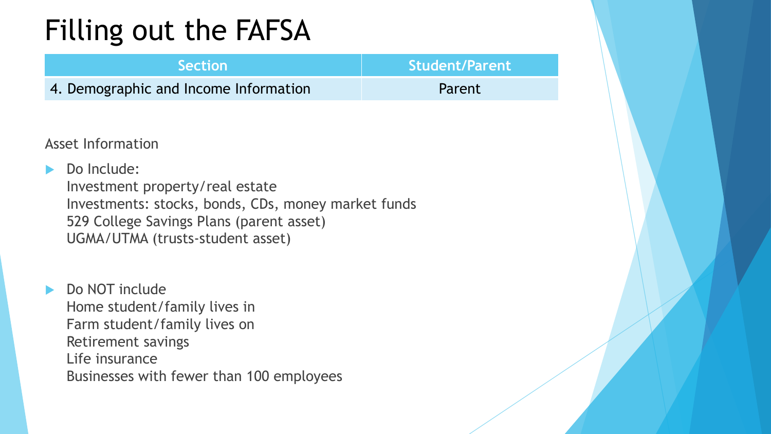# Filling out the FAFSA

| Section | Student/Parent |
| --- | --- |
| 4. Demographic and Income Information | Parent |

Asset Information

- Do Include:
  Investment property/real estate
  Investments: stocks, bonds, CDs, money market funds
  529 College Savings Plans (parent asset)
  UGMA/UTMA (trusts-student asset)

- Do NOT include
  Home student/family lives in
  Farm student/family lives on
  Retirement savings
  Life insurance
  Businesses with fewer than 100 employees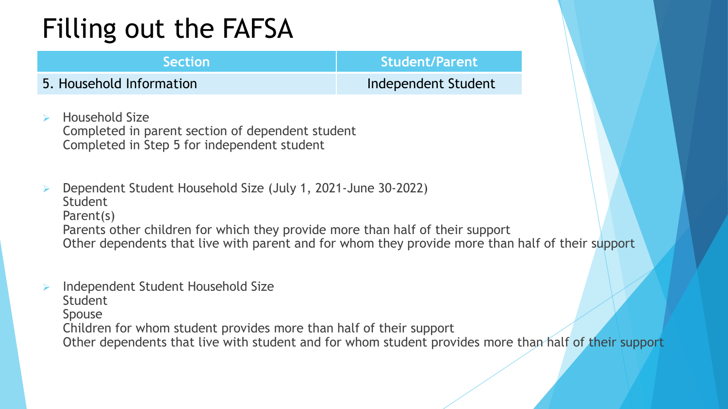# Filling out the FAFSA

| Section | Student/Parent |
|---|---|
| 5. Household Information | Independent Student |

- Household Size
  Completed in parent section of dependent student
  Completed in Step 5 for independent student

- Dependent Student Household Size (July 1, 2021-June 30-2022)
  Student
  Parent(s)
  Parents other children for which they provide more than half of their support
  Other dependents that live with parent and for whom they provide more than half of their support

- Independent Student Household Size
  Student
  Spouse
  Children for whom student provides more than half of their support
  Other dependents that live with student and for whom student provides more than half of their support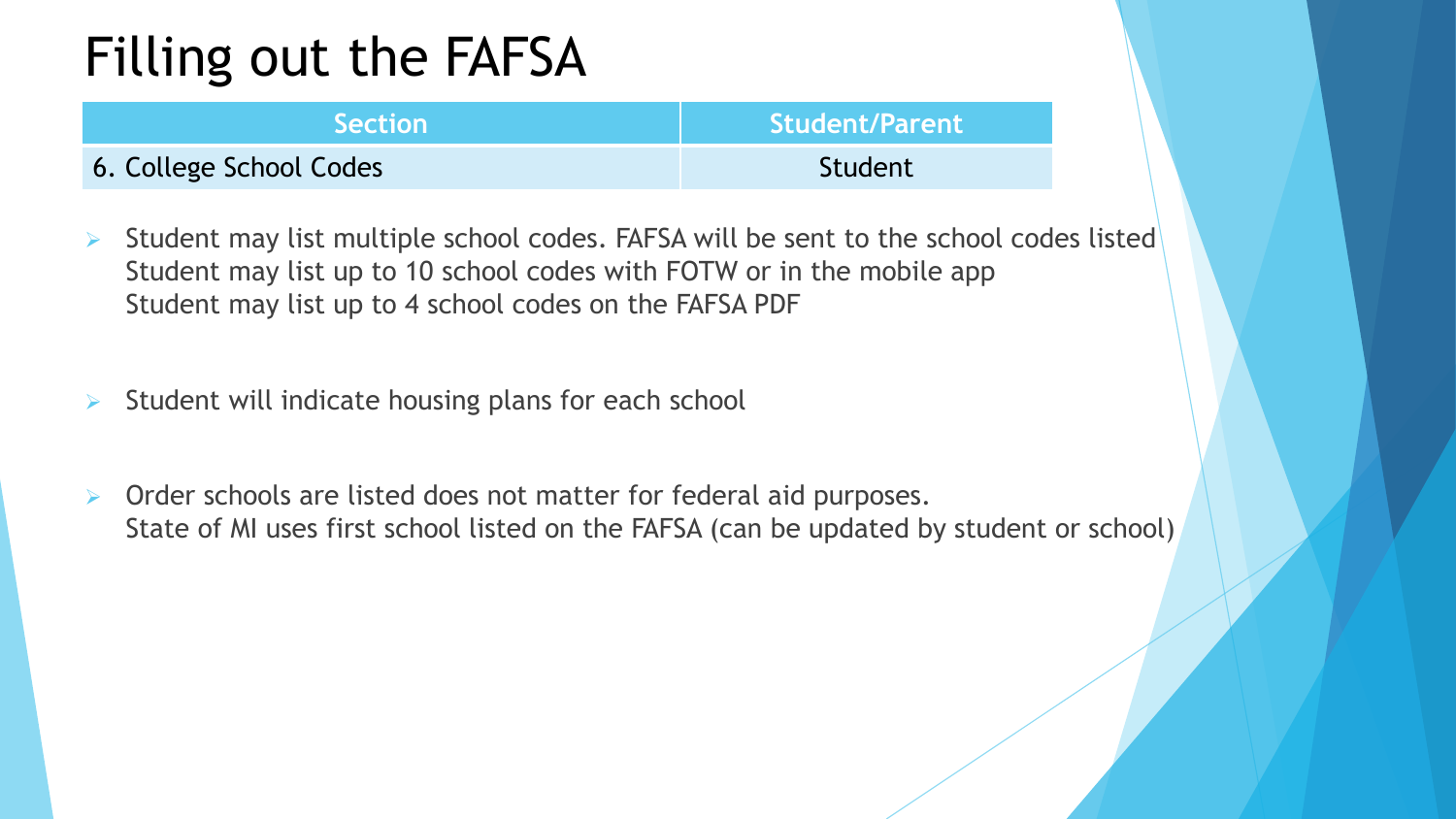# Filling out the FAFSA

| Section | Student/Parent |
| --- | --- |
| 6. College School Codes | Student |

- Student may list multiple school codes. FAFSA will be sent to the school codes listed
  Student may list up to 10 school codes with FOTW or in the mobile app
  Student may list up to 4 school codes on the FAFSA PDF

- Student will indicate housing plans for each school

- Order schools are listed does not matter for federal aid purposes.
  State of MI uses first school listed on the FAFSA (can be updated by student or school)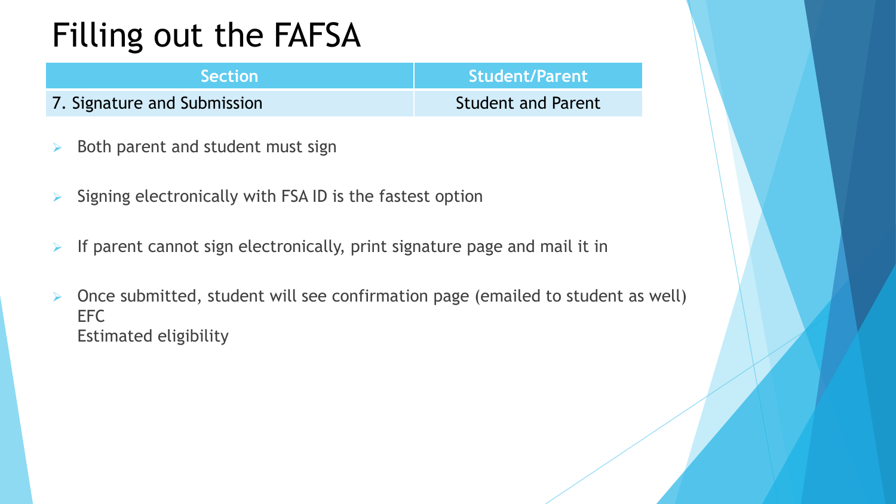# Filling out the FAFSA

| Section | Student/Parent |
| --- | --- |
| 7. Signature and Submission | Student and Parent |

- Both parent and student must sign
- Signing electronically with FSA ID is the fastest option
- If parent cannot sign electronically, print signature page and mail it in
- Once submitted, student will see confirmation page (emailed to student as well)
  EFC
  Estimated eligibility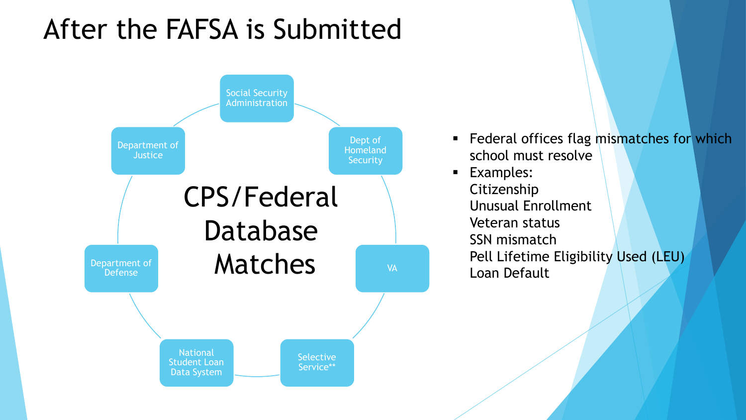# After the FASFA is Submitted

CPS/Federal Database Matches

- Social Security Administration
- Dept of Homeland Security
- VA
- Selective Service**
- National Student Loan Data System
- Department of Defense
- Department of Justice

- Federal offices flag mismatches for which school must resolve
- Examples:
  Citizenship
  Unusual Enrollment
  Veteran status
  SSN mismatch
  Pell Lifetime Eligibility Used (LEU)
  Loan Default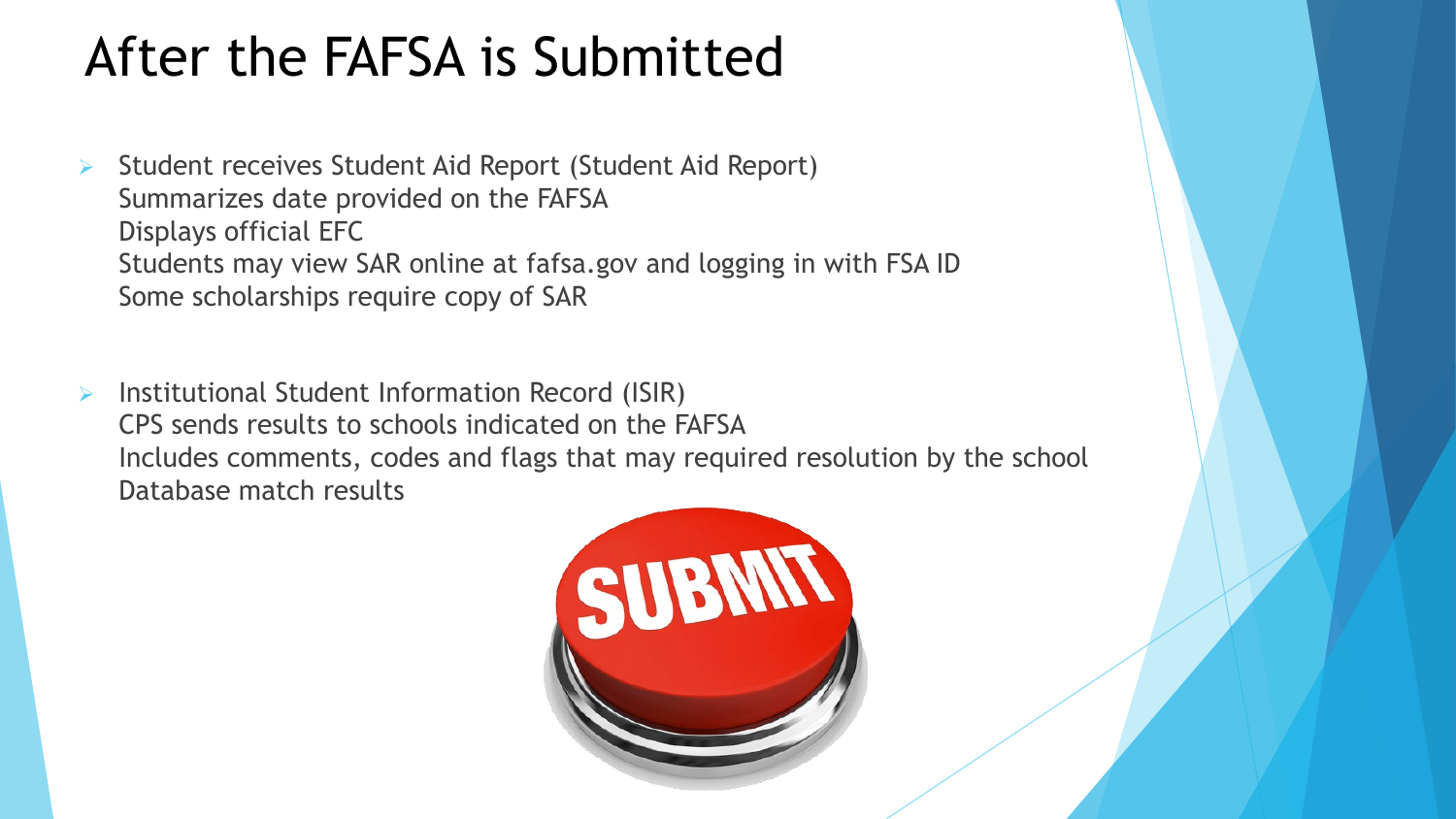# After the FAFSA is Submitted

- Student receives Student Aid Report (Student Aid Report)
  Summarizes date provided on the FAFSA
  Displays official EFC
  Students may view SAR online at fafsa.gov and logging in with FSA ID
  Some scholarships require copy of SAR

- Institutional Student Information Record (ISIR)
  CPS sends results to schools indicated on the FAFSA
  Includes comments, codes and flags that may required resolution by the school
  Database match results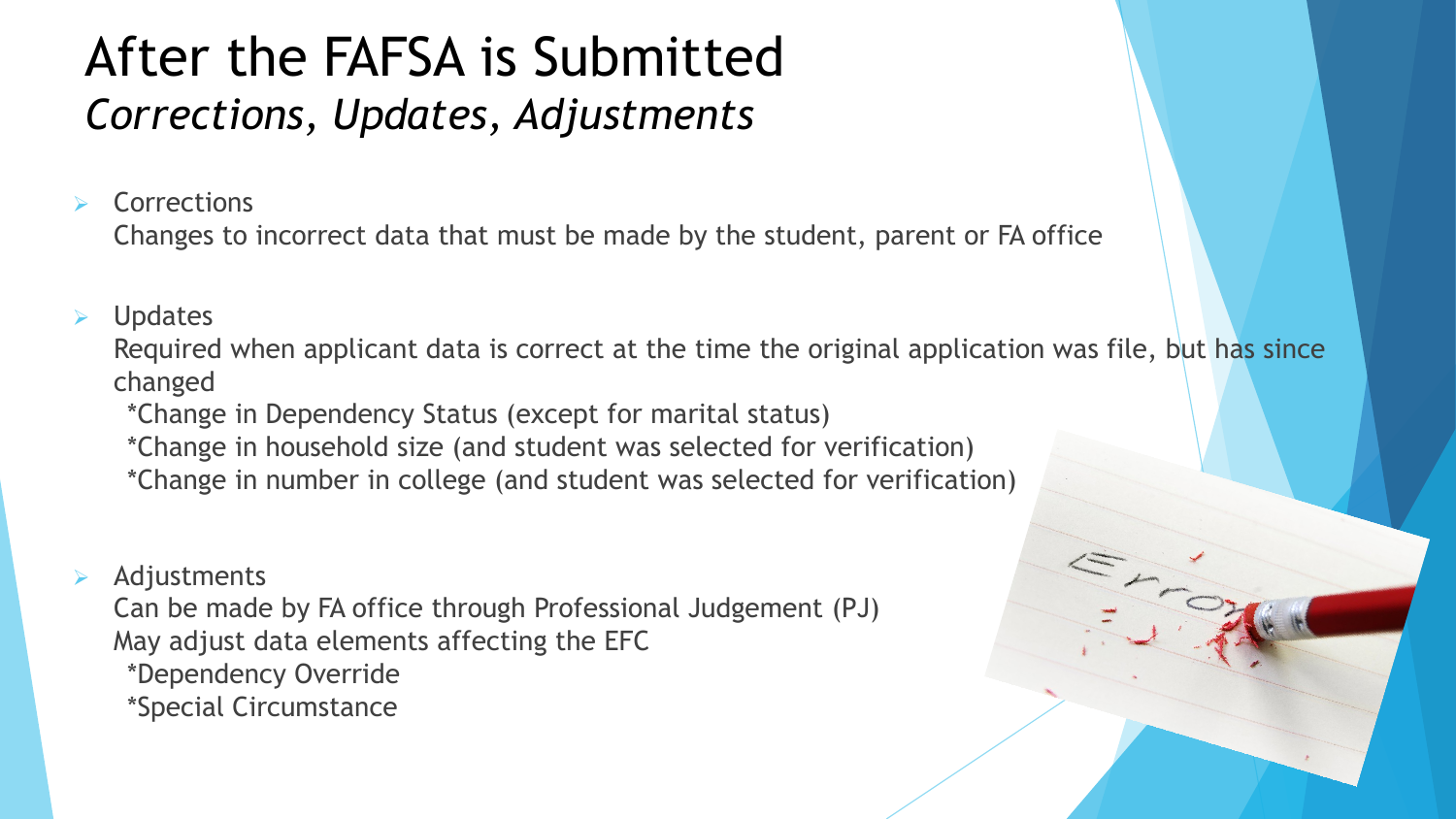# After the FAFSA is Submitted

*Corrections, Updates, Adjustments*

- Corrections

  Changes to incorrect data that must be made by the student, parent or FA office

- Updates

  Required when applicant data is correct at the time the original application was file, but has since changed

  *Change in Dependency Status (except for marital status)

  *Change in household size (and student was selected for verification)

  *Change in number in college (and student was selected for verification)

- Adjustments

  Can be made by FA office through Professional Judgement (PJ)

  May adjust data elements affecting the EFC

  *Dependency Override

  *Special Circumstance